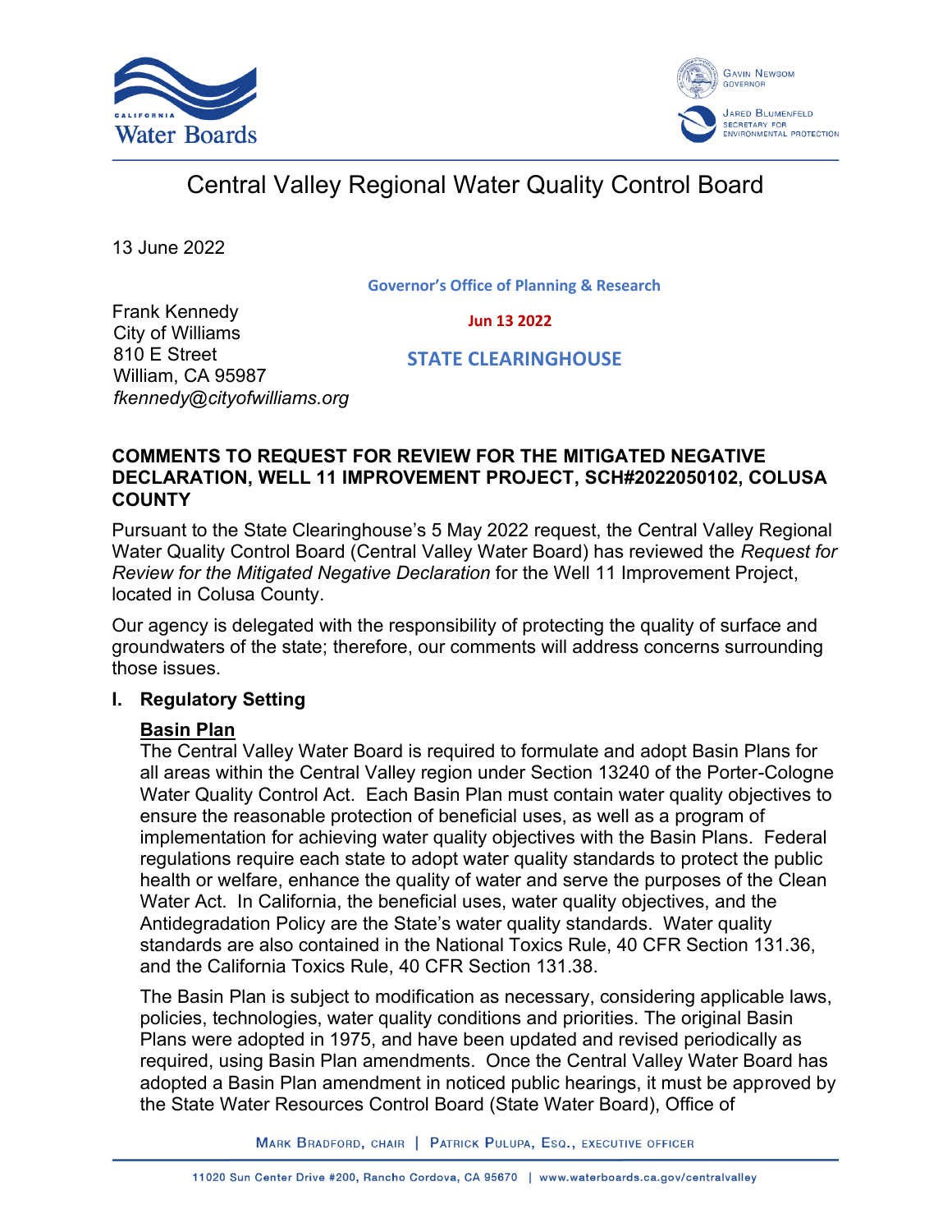Central Valley Regional Water Quality Control Board

13 June 2022

Governor's Office of Planning & Research

Jun 13 2022

STATE CLEARINGHOUSE

Frank Kennedy
City of Williams
810 E Street
William, CA 95987
*fkennedy@cityofwilliams.org*

**COMMENTS TO REQUEST FOR REVIEW FOR THE MITIGATED NEGATIVE DECLARATION, WELL 11 IMPROVEMENT PROJECT, SCH#2022050102, COLUSA COUNTY**

Pursuant to the State Clearinghouse's 5 May 2022 request, the Central Valley Regional Water Quality Control Board (Central Valley Water Board) has reviewed the *Request for Review for the Mitigated Negative Declaration* for the Well 11 Improvement Project, located in Colusa County.

Our agency is delegated with the responsibility of protecting the quality of surface and groundwaters of the state; therefore, our comments will address concerns surrounding those issues.

## I. Regulatory Setting

### Basin Plan

The Central Valley Water Board is required to formulate and adopt Basin Plans for all areas within the Central Valley region under Section 13240 of the Porter-Cologne Water Quality Control Act. Each Basin Plan must contain water quality objectives to ensure the reasonable protection of beneficial uses, as well as a program of implementation for achieving water quality objectives with the Basin Plans. Federal regulations require each state to adopt water quality standards to protect the public health or welfare, enhance the quality of water and serve the purposes of the Clean Water Act. In California, the beneficial uses, water quality objectives, and the Antidegradation Policy are the State's water quality standards. Water quality standards are also contained in the National Toxics Rule, 40 CFR Section 131.36, and the California Toxics Rule, 40 CFR Section 131.38.

The Basin Plan is subject to modification as necessary, considering applicable laws, policies, technologies, water quality conditions and priorities. The original Basin Plans were adopted in 1975, and have been updated and revised periodically as required, using Basin Plan amendments. Once the Central Valley Water Board has adopted a Basin Plan amendment in noticed public hearings, it must be approved by the State Water Resources Control Board (State Water Board), Office of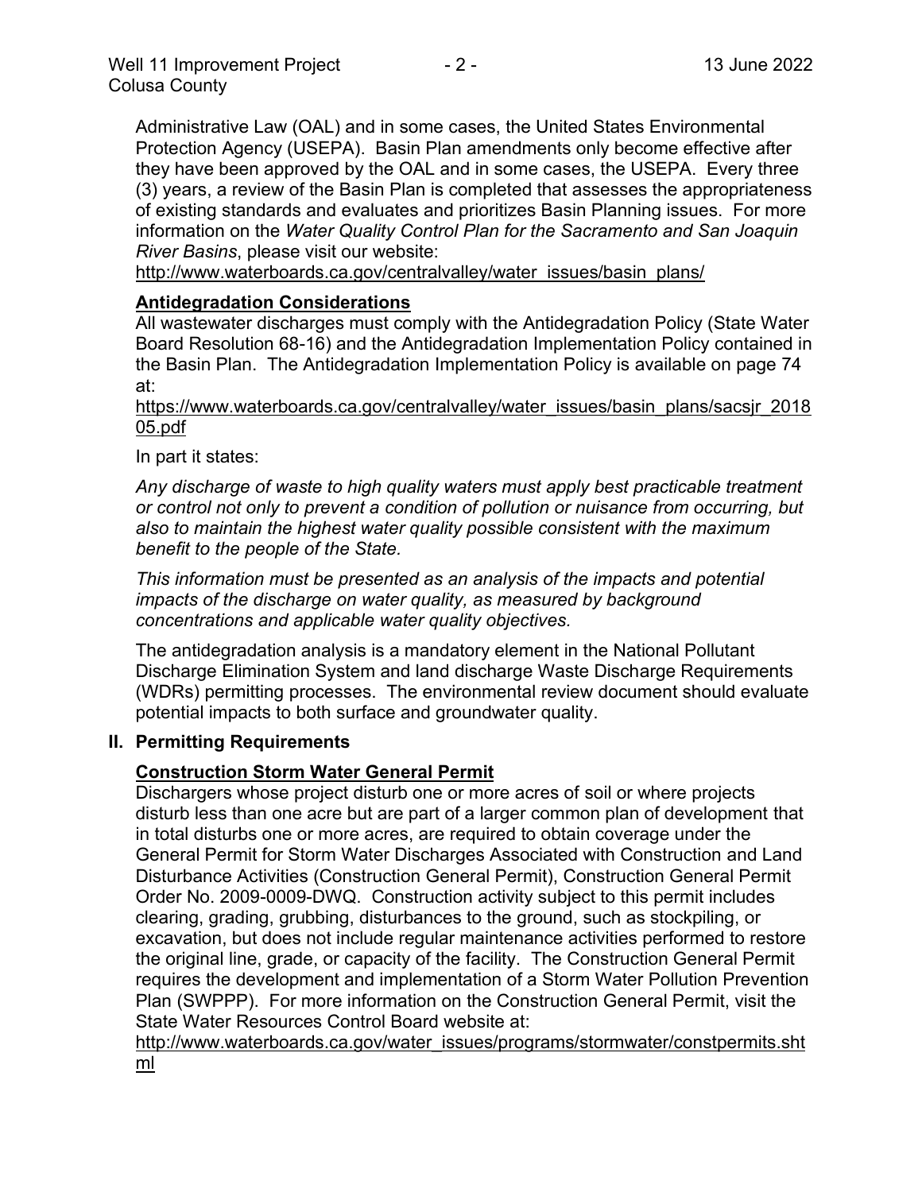Administrative Law (OAL) and in some cases, the United States Environmental Protection Agency (USEPA). Basin Plan amendments only become effective after they have been approved by the OAL and in some cases, the USEPA. Every three (3) years, a review of the Basin Plan is completed that assesses the appropriateness of existing standards and evaluates and prioritizes Basin Planning issues. For more information on the *Water Quality Control Plan for the Sacramento and San Joaquin River Basins*, please visit our website:

http://www.waterboards.ca.gov/centralvalley/water_issues/basin_plans/

### Antidegradation Considerations

All wastewater discharges must comply with the Antidegradation Policy (State Water Board Resolution 68-16) and the Antidegradation Implementation Policy contained in the Basin Plan. The Antidegradation Implementation Policy is available on page 74 at:

https://www.waterboards.ca.gov/centralvalley/water_issues/basin_plans/sacsjr_201805.pdf

In part it states:

*Any discharge of waste to high quality waters must apply best practicable treatment or control not only to prevent a condition of pollution or nuisance from occurring, but also to maintain the highest water quality possible consistent with the maximum benefit to the people of the State.*

*This information must be presented as an analysis of the impacts and potential impacts of the discharge on water quality, as measured by background concentrations and applicable water quality objectives.*

The antidegradation analysis is a mandatory element in the National Pollutant Discharge Elimination System and land discharge Waste Discharge Requirements (WDRs) permitting processes. The environmental review document should evaluate potential impacts to both surface and groundwater quality.

## II. Permitting Requirements

### Construction Storm Water General Permit

Dischargers whose project disturb one or more acres of soil or where projects disturb less than one acre but are part of a larger common plan of development that in total disturbs one or more acres, are required to obtain coverage under the General Permit for Storm Water Discharges Associated with Construction and Land Disturbance Activities (Construction General Permit), Construction General Permit Order No. 2009-0009-DWQ. Construction activity subject to this permit includes clearing, grading, grubbing, disturbances to the ground, such as stockpiling, or excavation, but does not include regular maintenance activities performed to restore the original line, grade, or capacity of the facility. The Construction General Permit requires the development and implementation of a Storm Water Pollution Prevention Plan (SWPPP). For more information on the Construction General Permit, visit the State Water Resources Control Board website at:

http://www.waterboards.ca.gov/water_issues/programs/stormwater/constpermits.shtml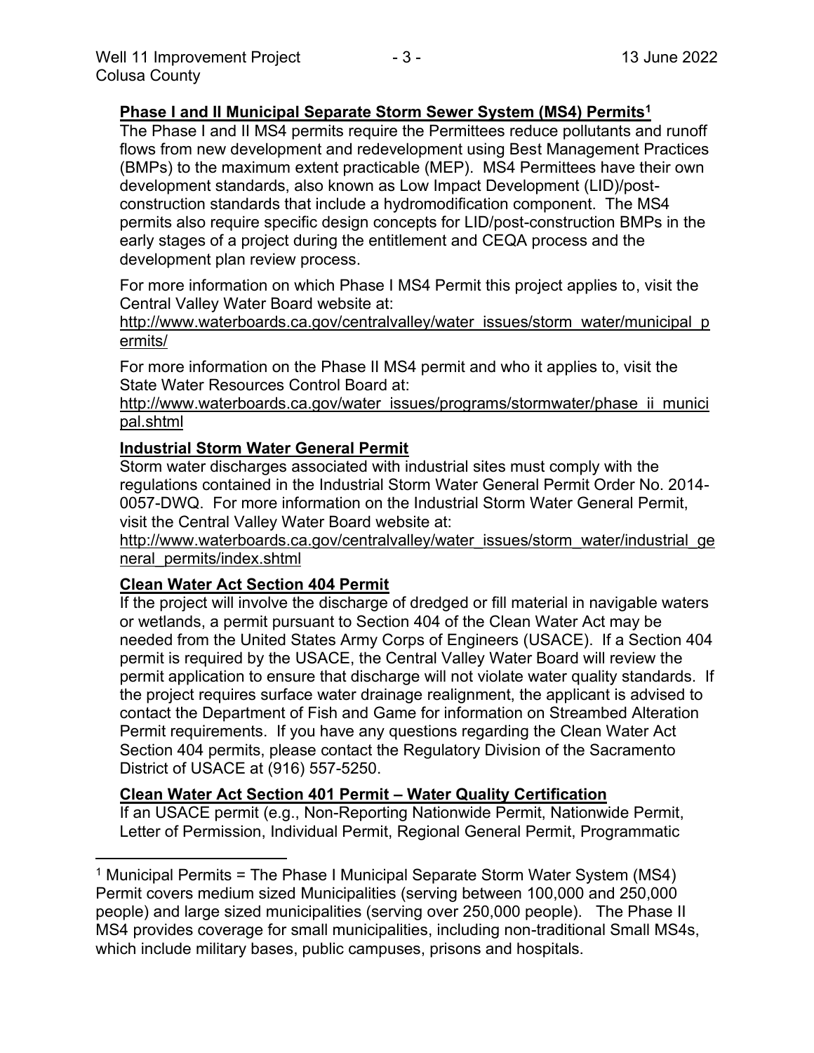**Phase I and II Municipal Separate Storm Sewer System (MS4) Permits[1]**

The Phase I and II MS4 permits require the Permittees reduce pollutants and runoff flows from new development and redevelopment using Best Management Practices (BMPs) to the maximum extent practicable (MEP). MS4 Permittees have their own development standards, also known as Low Impact Development (LID)/post-construction standards that include a hydromodification component. The MS4 permits also require specific design concepts for LID/post-construction BMPs in the early stages of a project during the entitlement and CEQA process and the development plan review process.

For more information on which Phase I MS4 Permit this project applies to, visit the Central Valley Water Board website at:
http://www.waterboards.ca.gov/centralvalley/water_issues/storm_water/municipal_permits/

For more information on the Phase II MS4 permit and who it applies to, visit the State Water Resources Control Board at:
http://www.waterboards.ca.gov/water_issues/programs/stormwater/phase_ii_municipal.shtml

**Industrial Storm Water General Permit**

Storm water discharges associated with industrial sites must comply with the regulations contained in the Industrial Storm Water General Permit Order No. 2014-0057-DWQ. For more information on the Industrial Storm Water General Permit, visit the Central Valley Water Board website at:
http://www.waterboards.ca.gov/centralvalley/water_issues/storm_water/industrial_general_permits/index.shtml

**Clean Water Act Section 404 Permit**

If the project will involve the discharge of dredged or fill material in navigable waters or wetlands, a permit pursuant to Section 404 of the Clean Water Act may be needed from the United States Army Corps of Engineers (USACE). If a Section 404 permit is required by the USACE, the Central Valley Water Board will review the permit application to ensure that discharge will not violate water quality standards. If the project requires surface water drainage realignment, the applicant is advised to contact the Department of Fish and Game for information on Streambed Alteration Permit requirements. If you have any questions regarding the Clean Water Act Section 404 permits, please contact the Regulatory Division of the Sacramento District of USACE at (916) 557-5250.

**Clean Water Act Section 401 Permit – Water Quality Certification**

If an USACE permit (e.g., Non-Reporting Nationwide Permit, Nationwide Permit, Letter of Permission, Individual Permit, Regional General Permit, Programmatic

---

[1] Municipal Permits = The Phase I Municipal Separate Storm Water System (MS4) Permit covers medium sized Municipalities (serving between 100,000 and 250,000 people) and large sized municipalities (serving over 250,000 people). The Phase II MS4 provides coverage for small municipalities, including non-traditional Small MS4s, which include military bases, public campuses, prisons and hospitals.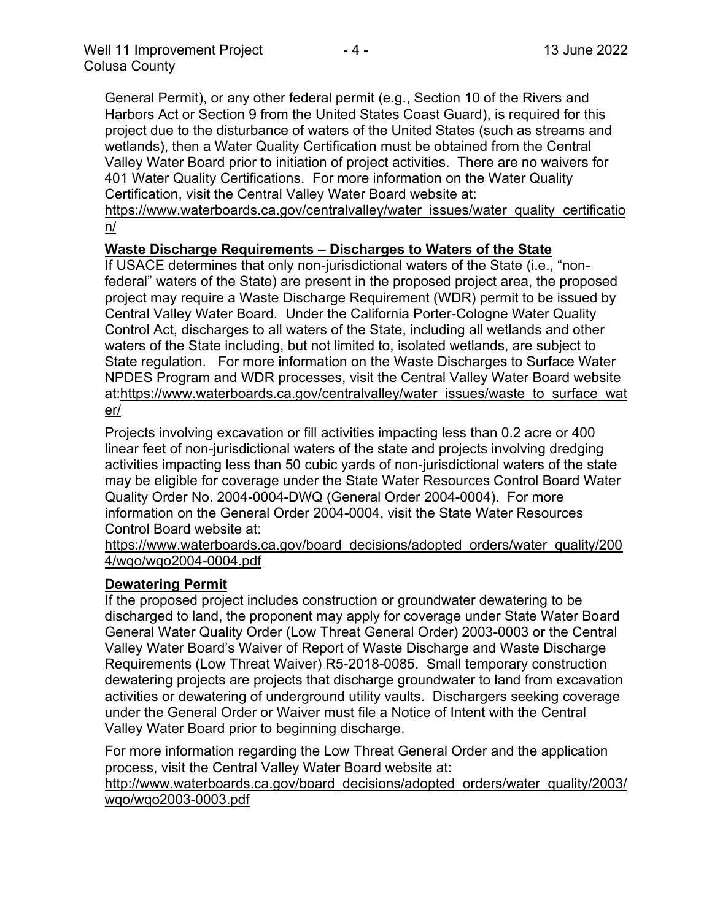General Permit), or any other federal permit (e.g., Section 10 of the Rivers and Harbors Act or Section 9 from the United States Coast Guard), is required for this project due to the disturbance of waters of the United States (such as streams and wetlands), then a Water Quality Certification must be obtained from the Central Valley Water Board prior to initiation of project activities. There are no waivers for 401 Water Quality Certifications. For more information on the Water Quality Certification, visit the Central Valley Water Board website at: https://www.waterboards.ca.gov/centralvalley/water_issues/water_quality_certification/

**Waste Discharge Requirements – Discharges to Waters of the State**

If USACE determines that only non-jurisdictional waters of the State (i.e., "non-federal" waters of the State) are present in the proposed project area, the proposed project may require a Waste Discharge Requirement (WDR) permit to be issued by Central Valley Water Board. Under the California Porter-Cologne Water Quality Control Act, discharges to all waters of the State, including all wetlands and other waters of the State including, but not limited to, isolated wetlands, are subject to State regulation. For more information on the Waste Discharges to Surface Water NPDES Program and WDR processes, visit the Central Valley Water Board website at:https://www.waterboards.ca.gov/centralvalley/water_issues/waste_to_surface_water/

Projects involving excavation or fill activities impacting less than 0.2 acre or 400 linear feet of non-jurisdictional waters of the state and projects involving dredging activities impacting less than 50 cubic yards of non-jurisdictional waters of the state may be eligible for coverage under the State Water Resources Control Board Water Quality Order No. 2004-0004-DWQ (General Order 2004-0004). For more information on the General Order 2004-0004, visit the State Water Resources Control Board website at:

https://www.waterboards.ca.gov/board_decisions/adopted_orders/water_quality/2004/wqo/wqo2004-0004.pdf

**Dewatering Permit**

If the proposed project includes construction or groundwater dewatering to be discharged to land, the proponent may apply for coverage under State Water Board General Water Quality Order (Low Threat General Order) 2003-0003 or the Central Valley Water Board's Waiver of Report of Waste Discharge and Waste Discharge Requirements (Low Threat Waiver) R5-2018-0085. Small temporary construction dewatering projects are projects that discharge groundwater to land from excavation activities or dewatering of underground utility vaults. Dischargers seeking coverage under the General Order or Waiver must file a Notice of Intent with the Central Valley Water Board prior to beginning discharge.

For more information regarding the Low Threat General Order and the application process, visit the Central Valley Water Board website at:

http://www.waterboards.ca.gov/board_decisions/adopted_orders/water_quality/2003/wqo/wqo2003-0003.pdf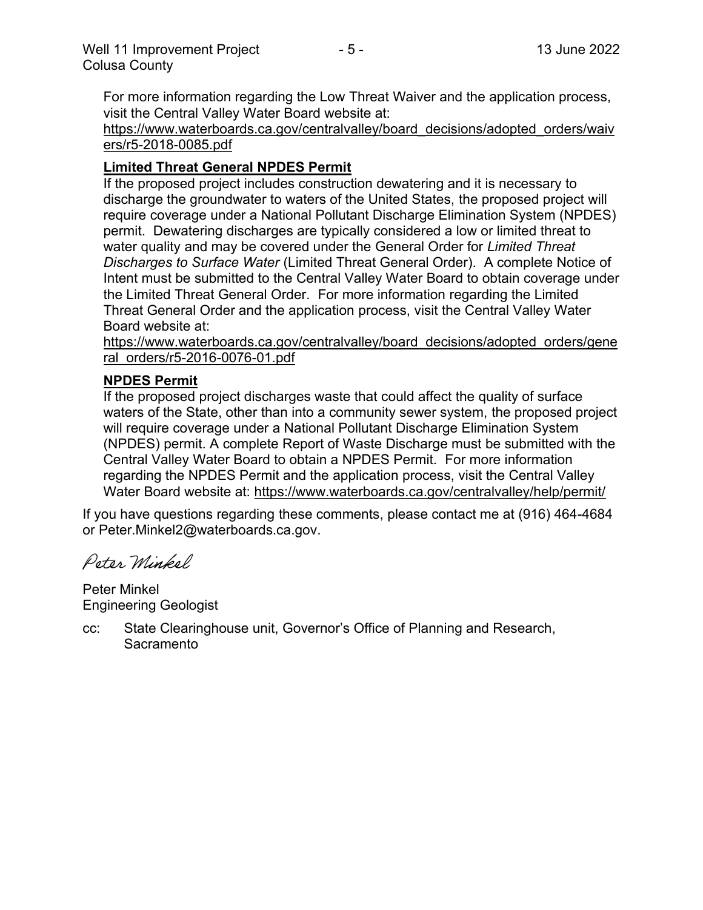For more information regarding the Low Threat Waiver and the application process, visit the Central Valley Water Board website at:
https://www.waterboards.ca.gov/centralvalley/board_decisions/adopted_orders/waivers/r5-2018-0085.pdf

**Limited Threat General NPDES Permit**

If the proposed project includes construction dewatering and it is necessary to discharge the groundwater to waters of the United States, the proposed project will require coverage under a National Pollutant Discharge Elimination System (NPDES) permit. Dewatering discharges are typically considered a low or limited threat to water quality and may be covered under the General Order for *Limited Threat Discharges to Surface Water* (Limited Threat General Order). A complete Notice of Intent must be submitted to the Central Valley Water Board to obtain coverage under the Limited Threat General Order. For more information regarding the Limited Threat General Order and the application process, visit the Central Valley Water Board website at:
https://www.waterboards.ca.gov/centralvalley/board_decisions/adopted_orders/general_orders/r5-2016-0076-01.pdf

**NPDES Permit**

If the proposed project discharges waste that could affect the quality of surface waters of the State, other than into a community sewer system, the proposed project will require coverage under a National Pollutant Discharge Elimination System (NPDES) permit. A complete Report of Waste Discharge must be submitted with the Central Valley Water Board to obtain a NPDES Permit. For more information regarding the NPDES Permit and the application process, visit the Central Valley Water Board website at: https://www.waterboards.ca.gov/centralvalley/help/permit/

If you have questions regarding these comments, please contact me at (916) 464-4684 or Peter.Minkel2@waterboards.ca.gov.

*Peter Minkel*

Peter Minkel
Engineering Geologist

cc: State Clearinghouse unit, Governor's Office of Planning and Research, Sacramento